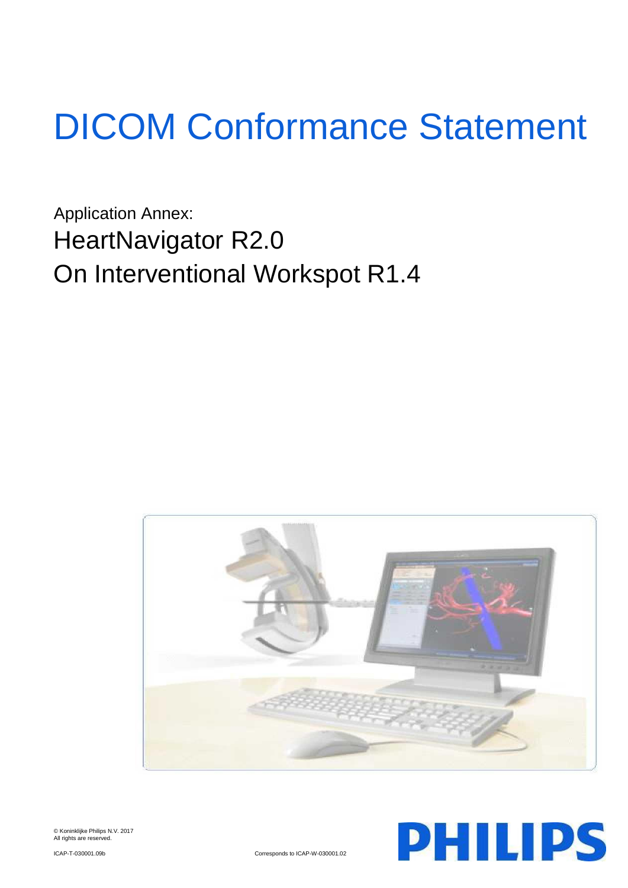# DICOM Conformance Statement

Application Annex:

## HeartNavigator R2.0

## On Interventional Workspot R1.4

© Koninklijke Philips N.V. 2017
All rights are reserved.

ICAP-T-030001.09b

Corresponds to ICAP-W-030001.02

PHILIPS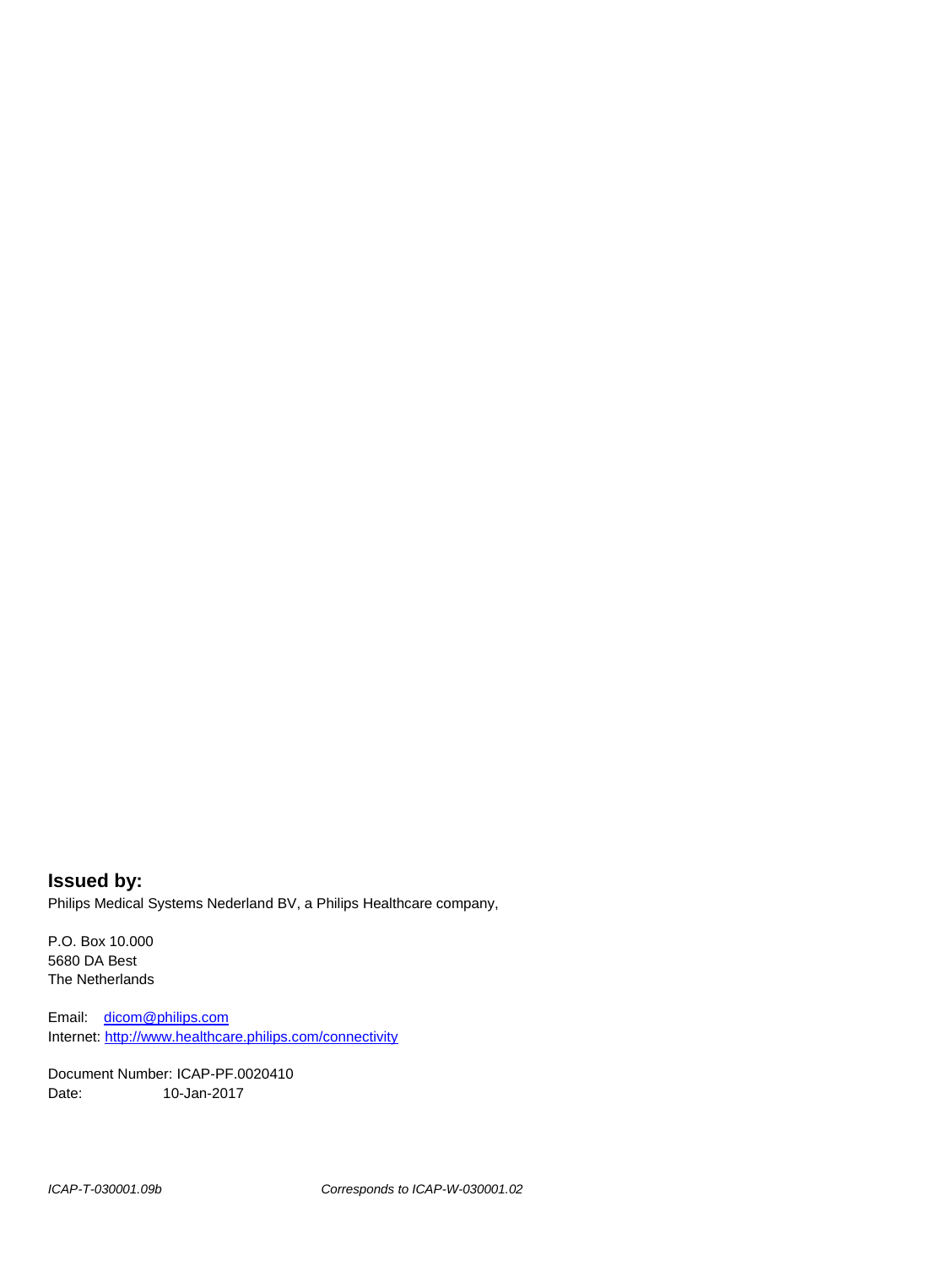## Issued by:

Philips Medical Systems Nederland BV, a Philips Healthcare company,

P.O. Box 10.000
5680 DA Best
The Netherlands

Email: dicom@philips.com
Internet: http://www.healthcare.philips.com/connectivity

Document Number: ICAP-PF.0020410
Date: 10-Jan-2017

*ICAP-T-030001.09b* *Corresponds to ICAP-W-030001.02*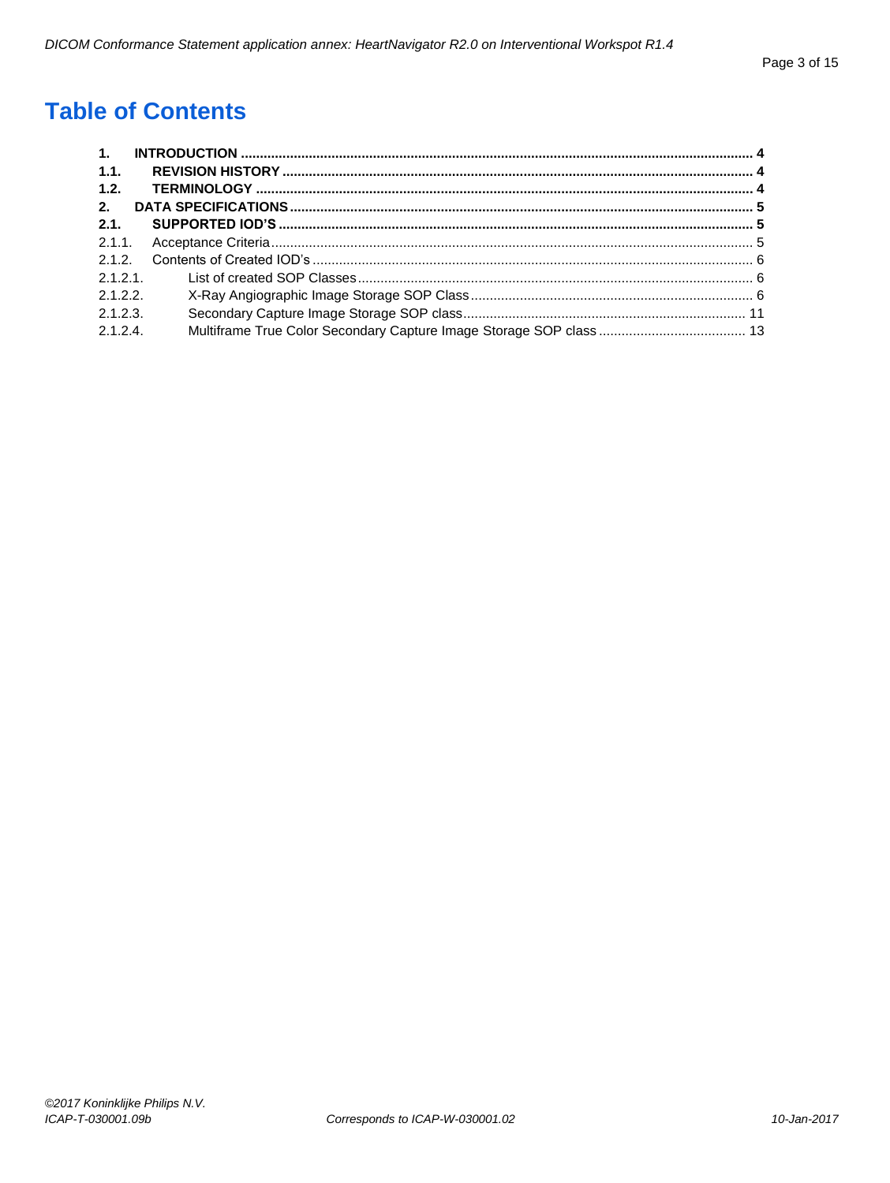# Table of Contents

**1. INTRODUCTION ..... 4**
**1.1. REVISION HISTORY ..... 4**
**1.2. TERMINOLOGY ..... 4**
**2. DATA SPECIFICATIONS ..... 5**
**2.1. SUPPORTED IOD'S ..... 5**
2.1.1. Acceptance Criteria ..... 5
2.1.2. Contents of Created IOD's ..... 6
2.1.2.1. List of created SOP Classes ..... 6
2.1.2.2. X-Ray Angiographic Image Storage SOP Class ..... 6
2.1.2.3. Secondary Capture Image Storage SOP class ..... 11
2.1.2.4. Multiframe True Color Secondary Capture Image Storage SOP class ..... 13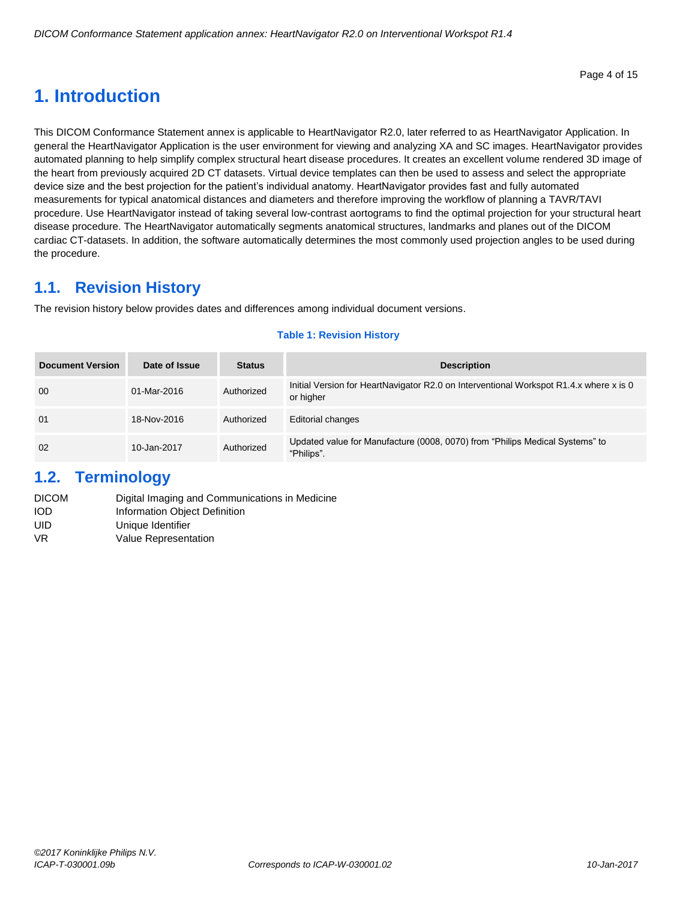# 1. Introduction

This DICOM Conformance Statement annex is applicable to HeartNavigator R2.0, later referred to as HeartNavigator Application. In general the HeartNavigator Application is the user environment for viewing and analyzing XA and SC images. HeartNavigator provides automated planning to help simplify complex structural heart disease procedures. It creates an excellent volume rendered 3D image of the heart from previously acquired 2D CT datasets. Virtual device templates can then be used to assess and select the appropriate device size and the best projection for the patient's individual anatomy. HeartNavigator provides fast and fully automated measurements for typical anatomical distances and diameters and therefore improving the workflow of planning a TAVR/TAVI procedure. Use HeartNavigator instead of taking several low-contrast aortograms to find the optimal projection for your structural heart disease procedure. The HeartNavigator automatically segments anatomical structures, landmarks and planes out of the DICOM cardiac CT-datasets. In addition, the software automatically determines the most commonly used projection angles to be used during the procedure.

## 1.1. Revision History

The revision history below provides dates and differences among individual document versions.

**Table 1: Revision History**

| Document Version | Date of Issue | Status | Description |
|---|---|---|---|
| 00 | 01-Mar-2016 | Authorized | Initial Version for HeartNavigator R2.0 on Interventional Workspot R1.4.x where x is 0 or higher |
| 01 | 18-Nov-2016 | Authorized | Editorial changes |
| 02 | 10-Jan-2017 | Authorized | Updated value for Manufacture (0008, 0070) from "Philips Medical Systems" to "Philips". |

## 1.2. Terminology

| | |
|---|---|
| DICOM | Digital Imaging and Communications in Medicine |
| IOD | Information Object Definition |
| UID | Unique Identifier |
| VR | Value Representation |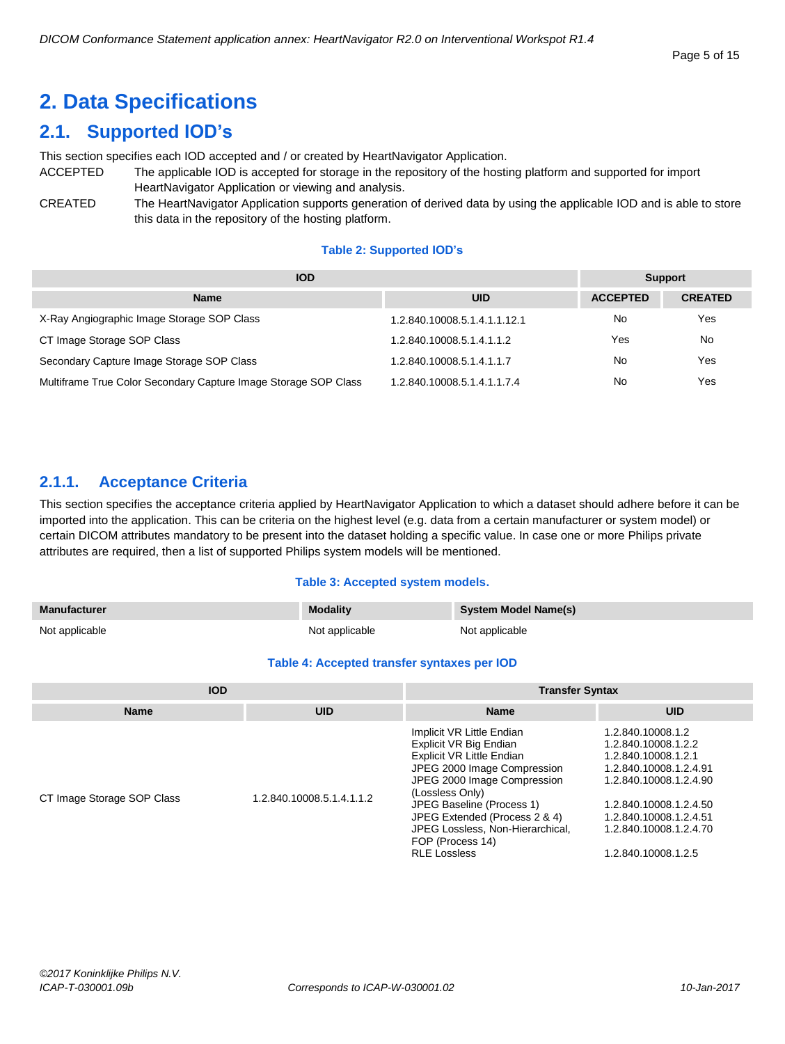# 2. Data Specifications

## 2.1. Supported IOD's

This section specifies each IOD accepted and / or created by HeartNavigator Application.

ACCEPTED — The applicable IOD is accepted for storage in the repository of the hosting platform and supported for import HeartNavigator Application or viewing and analysis.

CREATED — The HeartNavigator Application supports generation of derived data by using the applicable IOD and is able to store this data in the repository of the hosting platform.

**Table 2: Supported IOD's**

| IOD | | Support | |
|---|---|---|---|
| **Name** | **UID** | **ACCEPTED** | **CREATED** |
| X-Ray Angiographic Image Storage SOP Class | 1.2.840.10008.5.1.4.1.1.12.1 | No | Yes |
| CT Image Storage SOP Class | 1.2.840.10008.5.1.4.1.1.2 | Yes | No |
| Secondary Capture Image Storage SOP Class | 1.2.840.10008.5.1.4.1.1.7 | No | Yes |
| Multiframe True Color Secondary Capture Image Storage SOP Class | 1.2.840.10008.5.1.4.1.1.7.4 | No | Yes |

### 2.1.1. Acceptance Criteria

This section specifies the acceptance criteria applied by HeartNavigator Application to which a dataset should adhere before it can be imported into the application. This can be criteria on the highest level (e.g. data from a certain manufacturer or system model) or certain DICOM attributes mandatory to be present into the dataset holding a specific value. In case one or more Philips private attributes are required, then a list of supported Philips system models will be mentioned.

**Table 3: Accepted system models.**

| Manufacturer | Modality | System Model Name(s) |
|---|---|---|
| Not applicable | Not applicable | Not applicable |

**Table 4: Accepted transfer syntaxes per IOD**

| IOD | | Transfer Syntax | |
|---|---|---|---|
| **Name** | **UID** | **Name** | **UID** |
| CT Image Storage SOP Class | 1.2.840.10008.5.1.4.1.1.2 | Implicit VR Little Endian | 1.2.840.10008.1.2 |
| | | Explicit VR Big Endian | 1.2.840.10008.1.2.2 |
| | | Explicit VR Little Endian | 1.2.840.10008.1.2.1 |
| | | JPEG 2000 Image Compression | 1.2.840.10008.1.2.4.91 |
| | | JPEG 2000 Image Compression (Lossless Only) | 1.2.840.10008.1.2.4.90 |
| | | JPEG Baseline (Process 1) | 1.2.840.10008.1.2.4.50 |
| | | JPEG Extended (Process 2 & 4) | 1.2.840.10008.1.2.4.51 |
| | | JPEG Lossless, Non-Hierarchical, FOP (Process 14) | 1.2.840.10008.1.2.4.70 |
| | | RLE Lossless | 1.2.840.10008.1.2.5 |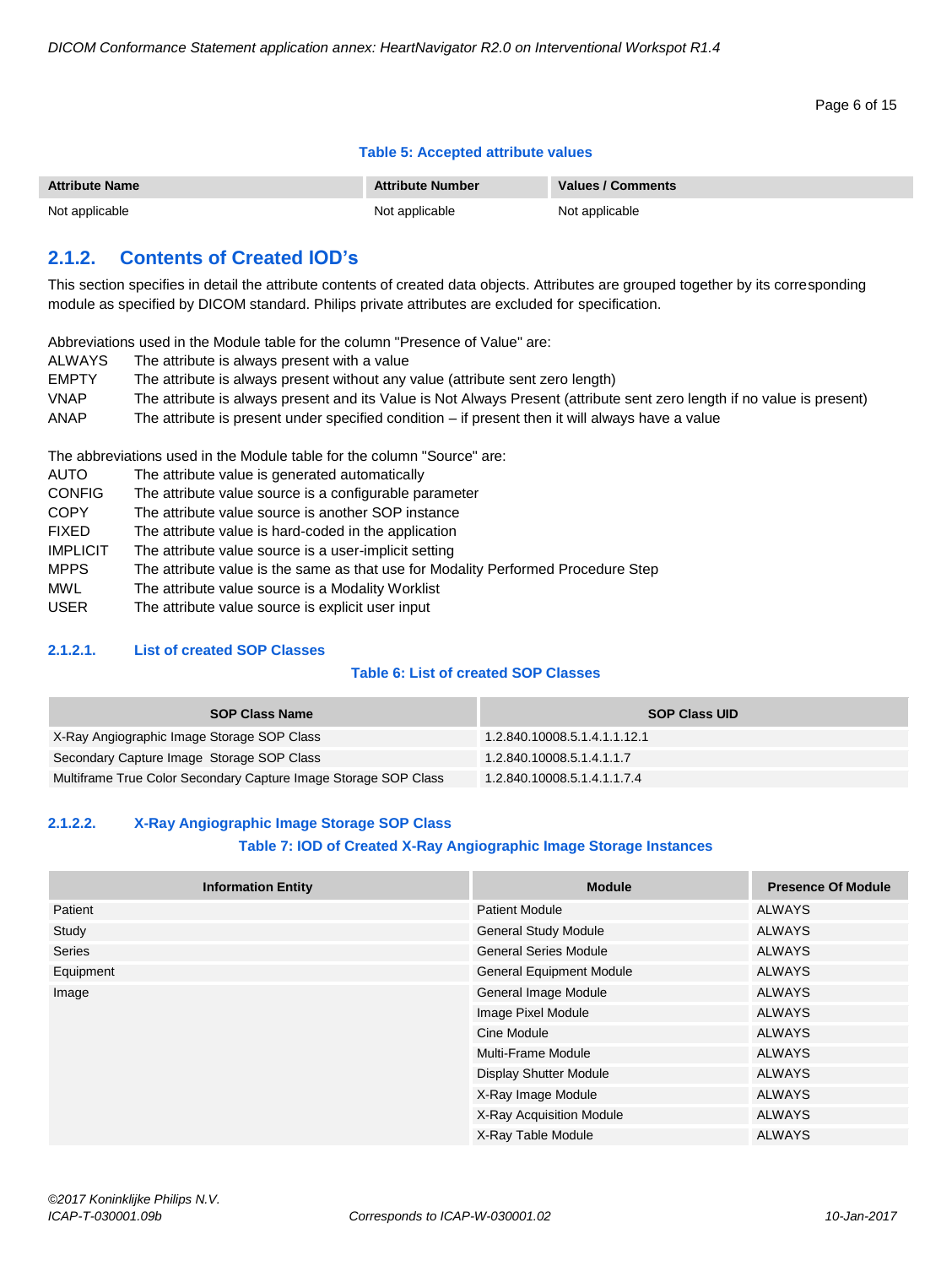**Table 5: Accepted attribute values**

| Attribute Name | Attribute Number | Values / Comments |
|---|---|---|
| Not applicable | Not applicable | Not applicable |

### 2.1.2. Contents of Created IOD's

This section specifies in detail the attribute contents of created data objects. Attributes are grouped together by its corresponding module as specified by DICOM standard. Philips private attributes are excluded for specification.

Abbreviations used in the Module table for the column "Presence of Value" are:

- ALWAYS The attribute is always present with a value
- EMPTY The attribute is always present without any value (attribute sent zero length)
- VNAP The attribute is always present and its Value is Not Always Present (attribute sent zero length if no value is present)
- ANAP The attribute is present under specified condition – if present then it will always have a value

The abbreviations used in the Module table for the column "Source" are:

- AUTO The attribute value is generated automatically
- CONFIG The attribute value source is a configurable parameter
- COPY The attribute value source is another SOP instance
- FIXED The attribute value is hard-coded in the application
- IMPLICIT The attribute value source is a user-implicit setting
- MPPS The attribute value is the same as that use for Modality Performed Procedure Step
- MWL The attribute value source is a Modality Worklist
- USER The attribute value source is explicit user input

#### 2.1.2.1. List of created SOP Classes

**Table 6: List of created SOP Classes**

| SOP Class Name | SOP Class UID |
|---|---|
| X-Ray Angiographic Image Storage SOP Class | 1.2.840.10008.5.1.4.1.1.12.1 |
| Secondary Capture Image Storage SOP Class | 1.2.840.10008.5.1.4.1.1.7 |
| Multiframe True Color Secondary Capture Image Storage SOP Class | 1.2.840.10008.5.1.4.1.1.7.4 |

#### 2.1.2.2. X-Ray Angiographic Image Storage SOP Class

**Table 7: IOD of Created X-Ray Angiographic Image Storage Instances**

| Information Entity | Module | Presence Of Module |
|---|---|---|
| Patient | Patient Module | ALWAYS |
| Study | General Study Module | ALWAYS |
| Series | General Series Module | ALWAYS |
| Equipment | General Equipment Module | ALWAYS |
| Image | General Image Module | ALWAYS |
| | Image Pixel Module | ALWAYS |
| | Cine Module | ALWAYS |
| | Multi-Frame Module | ALWAYS |
| | Display Shutter Module | ALWAYS |
| | X-Ray Image Module | ALWAYS |
| | X-Ray Acquisition Module | ALWAYS |
| | X-Ray Table Module | ALWAYS |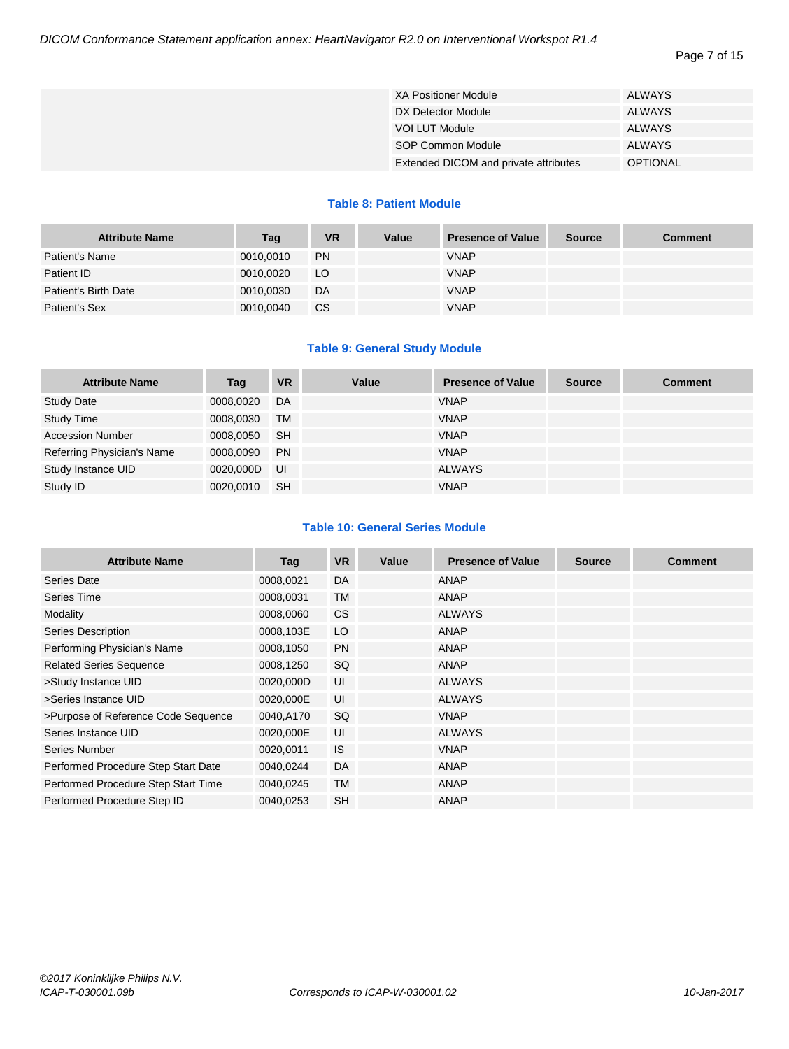| | | |
|---|---|---|
| | XA Positioner Module | ALWAYS |
| | DX Detector Module | ALWAYS |
| | VOI LUT Module | ALWAYS |
| | SOP Common Module | ALWAYS |
| | Extended DICOM and private attributes | OPTIONAL |

**Table 8: Patient Module**

| Attribute Name | Tag | VR | Value | Presence of Value | Source | Comment |
|---|---|---|---|---|---|---|
| Patient's Name | 0010,0010 | PN | | VNAP | | |
| Patient ID | 0010,0020 | LO | | VNAP | | |
| Patient's Birth Date | 0010,0030 | DA | | VNAP | | |
| Patient's Sex | 0010,0040 | CS | | VNAP | | |

**Table 9: General Study Module**

| Attribute Name | Tag | VR | Value | Presence of Value | Source | Comment |
|---|---|---|---|---|---|---|
| Study Date | 0008,0020 | DA | | VNAP | | |
| Study Time | 0008,0030 | TM | | VNAP | | |
| Accession Number | 0008,0050 | SH | | VNAP | | |
| Referring Physician's Name | 0008,0090 | PN | | VNAP | | |
| Study Instance UID | 0020,000D | UI | | ALWAYS | | |
| Study ID | 0020,0010 | SH | | VNAP | | |

**Table 10: General Series Module**

| Attribute Name | Tag | VR | Value | Presence of Value | Source | Comment |
|---|---|---|---|---|---|---|
| Series Date | 0008,0021 | DA | | ANAP | | |
| Series Time | 0008,0031 | TM | | ANAP | | |
| Modality | 0008,0060 | CS | | ALWAYS | | |
| Series Description | 0008,103E | LO | | ANAP | | |
| Performing Physician's Name | 0008,1050 | PN | | ANAP | | |
| Related Series Sequence | 0008,1250 | SQ | | ANAP | | |
| >Study Instance UID | 0020,000D | UI | | ALWAYS | | |
| >Series Instance UID | 0020,000E | UI | | ALWAYS | | |
| >Purpose of Reference Code Sequence | 0040,A170 | SQ | | VNAP | | |
| Series Instance UID | 0020,000E | UI | | ALWAYS | | |
| Series Number | 0020,0011 | IS | | VNAP | | |
| Performed Procedure Step Start Date | 0040,0244 | DA | | ANAP | | |
| Performed Procedure Step Start Time | 0040,0245 | TM | | ANAP | | |
| Performed Procedure Step ID | 0040,0253 | SH | | ANAP | | |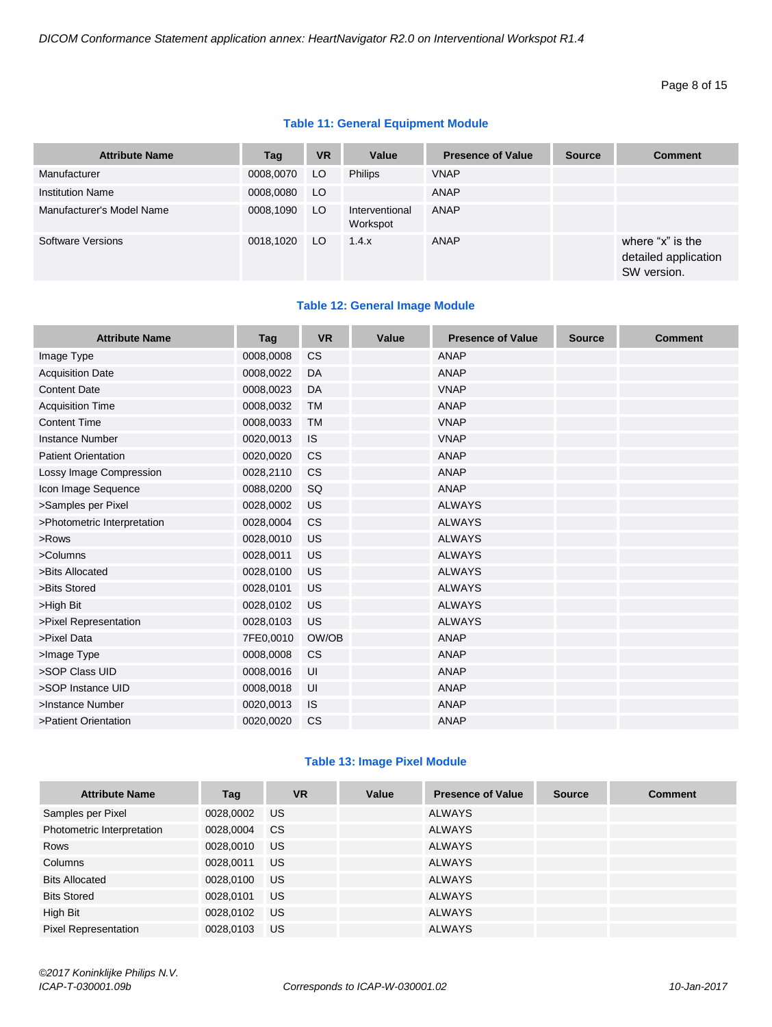**Table 11: General Equipment Module**

| Attribute Name | Tag | VR | Value | Presence of Value | Source | Comment |
|---|---|---|---|---|---|---|
| Manufacturer | 0008,0070 | LO | Philips | VNAP | | |
| Institution Name | 0008,0080 | LO | | ANAP | | |
| Manufacturer's Model Name | 0008,1090 | LO | Interventional Workspot | ANAP | | |
| Software Versions | 0018,1020 | LO | 1.4.x | ANAP | | where “x” is the detailed application SW version. |

**Table 12: General Image Module**

| Attribute Name | Tag | VR | Value | Presence of Value | Source | Comment |
|---|---|---|---|---|---|---|
| Image Type | 0008,0008 | CS | | ANAP | | |
| Acquisition Date | 0008,0022 | DA | | ANAP | | |
| Content Date | 0008,0023 | DA | | VNAP | | |
| Acquisition Time | 0008,0032 | TM | | ANAP | | |
| Content Time | 0008,0033 | TM | | VNAP | | |
| Instance Number | 0020,0013 | IS | | VNAP | | |
| Patient Orientation | 0020,0020 | CS | | ANAP | | |
| Lossy Image Compression | 0028,2110 | CS | | ANAP | | |
| Icon Image Sequence | 0088,0200 | SQ | | ANAP | | |
| >Samples per Pixel | 0028,0002 | US | | ALWAYS | | |
| >Photometric Interpretation | 0028,0004 | CS | | ALWAYS | | |
| >Rows | 0028,0010 | US | | ALWAYS | | |
| >Columns | 0028,0011 | US | | ALWAYS | | |
| >Bits Allocated | 0028,0100 | US | | ALWAYS | | |
| >Bits Stored | 0028,0101 | US | | ALWAYS | | |
| >High Bit | 0028,0102 | US | | ALWAYS | | |
| >Pixel Representation | 0028,0103 | US | | ALWAYS | | |
| >Pixel Data | 7FE0,0010 | OW/OB | | ANAP | | |
| >Image Type | 0008,0008 | CS | | ANAP | | |
| >SOP Class UID | 0008,0016 | UI | | ANAP | | |
| >SOP Instance UID | 0008,0018 | UI | | ANAP | | |
| >Instance Number | 0020,0013 | IS | | ANAP | | |
| >Patient Orientation | 0020,0020 | CS | | ANAP | | |

**Table 13: Image Pixel Module**

| Attribute Name | Tag | VR | Value | Presence of Value | Source | Comment |
|---|---|---|---|---|---|---|
| Samples per Pixel | 0028,0002 | US | | ALWAYS | | |
| Photometric Interpretation | 0028,0004 | CS | | ALWAYS | | |
| Rows | 0028,0010 | US | | ALWAYS | | |
| Columns | 0028,0011 | US | | ALWAYS | | |
| Bits Allocated | 0028,0100 | US | | ALWAYS | | |
| Bits Stored | 0028,0101 | US | | ALWAYS | | |
| High Bit | 0028,0102 | US | | ALWAYS | | |
| Pixel Representation | 0028,0103 | US | | ALWAYS | | |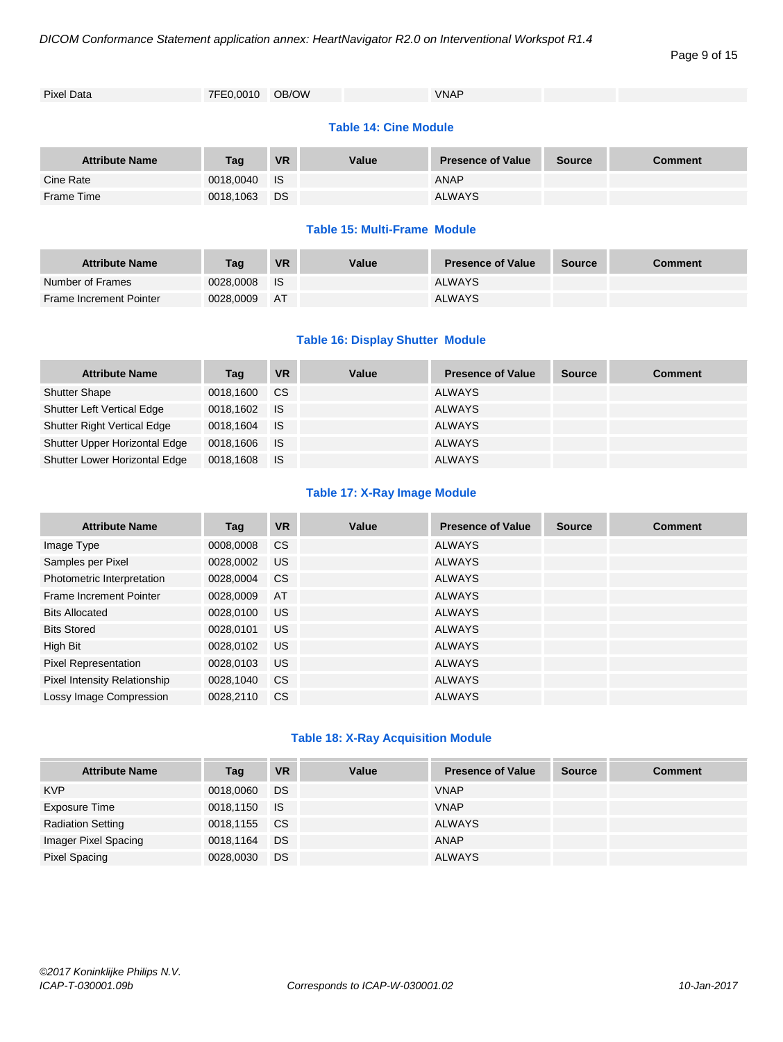| Pixel Data | 7FE0,0010 | OB/OW | | VNAP | | |
|---|---|---|---|---|---|---|

**Table 14: Cine Module**

| Attribute Name | Tag | VR | Value | Presence of Value | Source | Comment |
|---|---|---|---|---|---|---|
| Cine Rate | 0018,0040 | IS | | ANAP | | |
| Frame Time | 0018,1063 | DS | | ALWAYS | | |

**Table 15: Multi-Frame Module**

| Attribute Name | Tag | VR | Value | Presence of Value | Source | Comment |
|---|---|---|---|---|---|---|
| Number of Frames | 0028,0008 | IS | | ALWAYS | | |
| Frame Increment Pointer | 0028,0009 | AT | | ALWAYS | | |

**Table 16: Display Shutter Module**

| Attribute Name | Tag | VR | Value | Presence of Value | Source | Comment |
|---|---|---|---|---|---|---|
| Shutter Shape | 0018,1600 | CS | | ALWAYS | | |
| Shutter Left Vertical Edge | 0018,1602 | IS | | ALWAYS | | |
| Shutter Right Vertical Edge | 0018,1604 | IS | | ALWAYS | | |
| Shutter Upper Horizontal Edge | 0018,1606 | IS | | ALWAYS | | |
| Shutter Lower Horizontal Edge | 0018,1608 | IS | | ALWAYS | | |

**Table 17: X-Ray Image Module**

| Attribute Name | Tag | VR | Value | Presence of Value | Source | Comment |
|---|---|---|---|---|---|---|
| Image Type | 0008,0008 | CS | | ALWAYS | | |
| Samples per Pixel | 0028,0002 | US | | ALWAYS | | |
| Photometric Interpretation | 0028,0004 | CS | | ALWAYS | | |
| Frame Increment Pointer | 0028,0009 | AT | | ALWAYS | | |
| Bits Allocated | 0028,0100 | US | | ALWAYS | | |
| Bits Stored | 0028,0101 | US | | ALWAYS | | |
| High Bit | 0028,0102 | US | | ALWAYS | | |
| Pixel Representation | 0028,0103 | US | | ALWAYS | | |
| Pixel Intensity Relationship | 0028,1040 | CS | | ALWAYS | | |
| Lossy Image Compression | 0028,2110 | CS | | ALWAYS | | |

**Table 18: X-Ray Acquisition Module**

| Attribute Name | Tag | VR | Value | Presence of Value | Source | Comment |
|---|---|---|---|---|---|---|
| KVP | 0018,0060 | DS | | VNAP | | |
| Exposure Time | 0018,1150 | IS | | VNAP | | |
| Radiation Setting | 0018,1155 | CS | | ALWAYS | | |
| Imager Pixel Spacing | 0018,1164 | DS | | ANAP | | |
| Pixel Spacing | 0028,0030 | DS | | ALWAYS | | |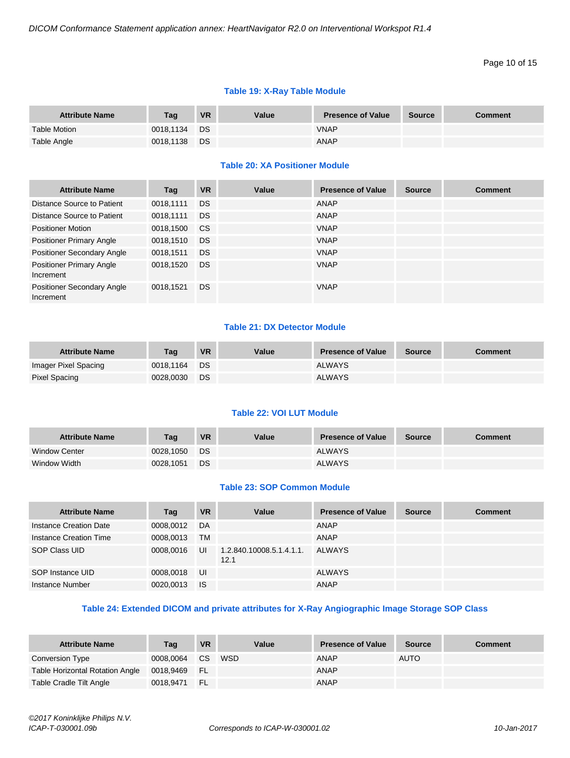### Table 19: X-Ray Table Module

| Attribute Name | Tag | VR | Value | Presence of Value | Source | Comment |
|---|---|---|---|---|---|---|
| Table Motion | 0018,1134 | DS | | VNAP | | |
| Table Angle | 0018,1138 | DS | | ANAP | | |

### Table 20: XA Positioner Module

| Attribute Name | Tag | VR | Value | Presence of Value | Source | Comment |
|---|---|---|---|---|---|---|
| Distance Source to Patient | 0018,1111 | DS | | ANAP | | |
| Distance Source to Patient | 0018,1111 | DS | | ANAP | | |
| Positioner Motion | 0018,1500 | CS | | VNAP | | |
| Positioner Primary Angle | 0018,1510 | DS | | VNAP | | |
| Positioner Secondary Angle | 0018,1511 | DS | | VNAP | | |
| Positioner Primary Angle Increment | 0018,1520 | DS | | VNAP | | |
| Positioner Secondary Angle Increment | 0018,1521 | DS | | VNAP | | |

### Table 21: DX Detector Module

| Attribute Name | Tag | VR | Value | Presence of Value | Source | Comment |
|---|---|---|---|---|---|---|
| Imager Pixel Spacing | 0018,1164 | DS | | ALWAYS | | |
| Pixel Spacing | 0028,0030 | DS | | ALWAYS | | |

### Table 22: VOI LUT Module

| Attribute Name | Tag | VR | Value | Presence of Value | Source | Comment |
|---|---|---|---|---|---|---|
| Window Center | 0028,1050 | DS | | ALWAYS | | |
| Window Width | 0028,1051 | DS | | ALWAYS | | |

### Table 23: SOP Common Module

| Attribute Name | Tag | VR | Value | Presence of Value | Source | Comment |
|---|---|---|---|---|---|---|
| Instance Creation Date | 0008,0012 | DA | | ANAP | | |
| Instance Creation Time | 0008,0013 | TM | | ANAP | | |
| SOP Class UID | 0008,0016 | UI | 1.2.840.10008.5.1.4.1.1.12.1 | ALWAYS | | |
| SOP Instance UID | 0008,0018 | UI | | ALWAYS | | |
| Instance Number | 0020,0013 | IS | | ANAP | | |

### Table 24: Extended DICOM and private attributes for X-Ray Angiographic Image Storage SOP Class

| Attribute Name | Tag | VR | Value | Presence of Value | Source | Comment |
|---|---|---|---|---|---|---|
| Conversion Type | 0008,0064 | CS | WSD | ANAP | AUTO | |
| Table Horizontal Rotation Angle | 0018,9469 | FL | | ANAP | | |
| Table Cradle Tilt Angle | 0018,9471 | FL | | ANAP | | |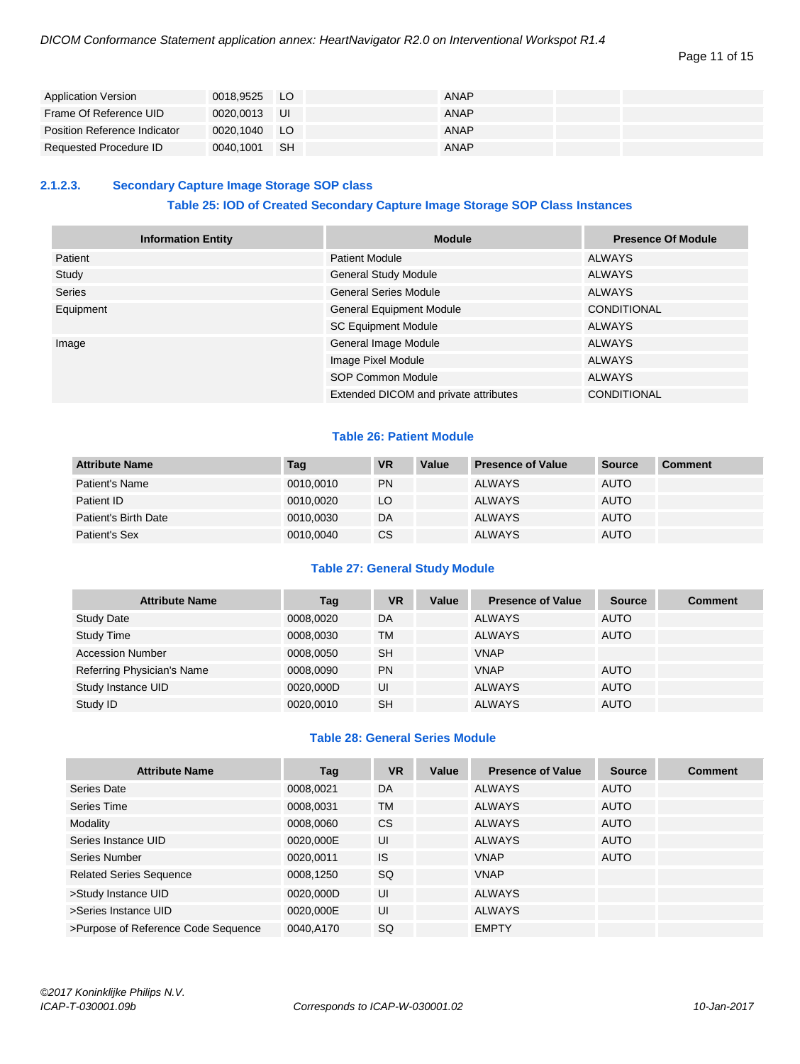| Application Version | 0018,9525 | LO | | ANAP | | |
|---|---|---|---|---|---|---|
| Frame Of Reference UID | 0020,0013 | UI | | ANAP | | |
| Position Reference Indicator | 0020,1040 | LO | | ANAP | | |
| Requested Procedure ID | 0040,1001 | SH | | ANAP | | |

### 2.1.2.3. Secondary Capture Image Storage SOP class

**Table 25: IOD of Created Secondary Capture Image Storage SOP Class Instances**

| Information Entity | Module | Presence Of Module |
|---|---|---|
| Patient | Patient Module | ALWAYS |
| Study | General Study Module | ALWAYS |
| Series | General Series Module | ALWAYS |
| Equipment | General Equipment Module | CONDITIONAL |
| | SC Equipment Module | ALWAYS |
| Image | General Image Module | ALWAYS |
| | Image Pixel Module | ALWAYS |
| | SOP Common Module | ALWAYS |
| | Extended DICOM and private attributes | CONDITIONAL |

**Table 26: Patient Module**

| Attribute Name | Tag | VR | Value | Presence of Value | Source | Comment |
|---|---|---|---|---|---|---|
| Patient's Name | 0010,0010 | PN | | ALWAYS | AUTO | |
| Patient ID | 0010,0020 | LO | | ALWAYS | AUTO | |
| Patient's Birth Date | 0010,0030 | DA | | ALWAYS | AUTO | |
| Patient's Sex | 0010,0040 | CS | | ALWAYS | AUTO | |

**Table 27: General Study Module**

| Attribute Name | Tag | VR | Value | Presence of Value | Source | Comment |
|---|---|---|---|---|---|---|
| Study Date | 0008,0020 | DA | | ALWAYS | AUTO | |
| Study Time | 0008,0030 | TM | | ALWAYS | AUTO | |
| Accession Number | 0008,0050 | SH | | VNAP | | |
| Referring Physician's Name | 0008,0090 | PN | | VNAP | AUTO | |
| Study Instance UID | 0020,000D | UI | | ALWAYS | AUTO | |
| Study ID | 0020,0010 | SH | | ALWAYS | AUTO | |

**Table 28: General Series Module**

| Attribute Name | Tag | VR | Value | Presence of Value | Source | Comment |
|---|---|---|---|---|---|---|
| Series Date | 0008,0021 | DA | | ALWAYS | AUTO | |
| Series Time | 0008,0031 | TM | | ALWAYS | AUTO | |
| Modality | 0008,0060 | CS | | ALWAYS | AUTO | |
| Series Instance UID | 0020,000E | UI | | ALWAYS | AUTO | |
| Series Number | 0020,0011 | IS | | VNAP | AUTO | |
| Related Series Sequence | 0008,1250 | SQ | | VNAP | | |
| >Study Instance UID | 0020,000D | UI | | ALWAYS | | |
| >Series Instance UID | 0020,000E | UI | | ALWAYS | | |
| >Purpose of Reference Code Sequence | 0040,A170 | SQ | | EMPTY | | |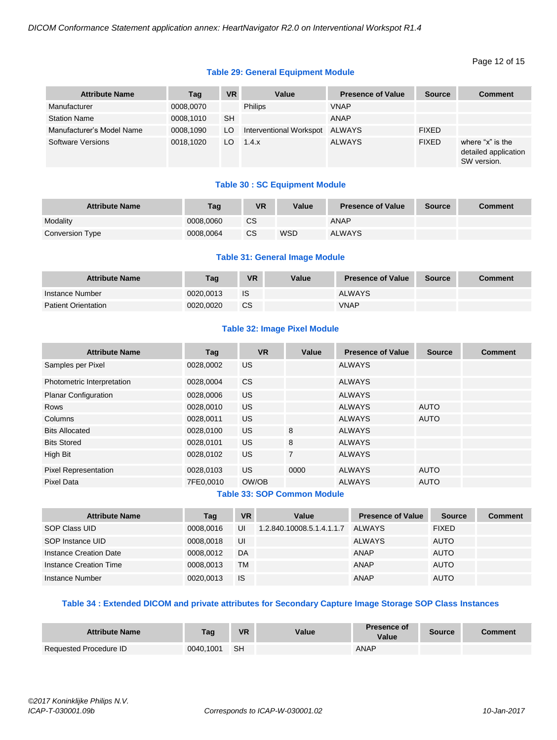**Table 29: General Equipment Module**

| Attribute Name | Tag | VR | Value | Presence of Value | Source | Comment |
|---|---|---|---|---|---|---|
| Manufacturer | 0008,0070 | | Philips | VNAP | | |
| Station Name | 0008,1010 | SH | | ANAP | | |
| Manufacturer's Model Name | 0008,1090 | LO | Interventional Workspot | ALWAYS | FIXED | |
| Software Versions | 0018,1020 | LO | 1.4.x | ALWAYS | FIXED | where "x" is the detailed application SW version. |

**Table 30 : SC Equipment Module**

| Attribute Name | Tag | VR | Value | Presence of Value | Source | Comment |
|---|---|---|---|---|---|---|
| Modality | 0008,0060 | CS | | ANAP | | |
| Conversion Type | 0008,0064 | CS | WSD | ALWAYS | | |

**Table 31: General Image Module**

| Attribute Name | Tag | VR | Value | Presence of Value | Source | Comment |
|---|---|---|---|---|---|---|
| Instance Number | 0020,0013 | IS | | ALWAYS | | |
| Patient Orientation | 0020,0020 | CS | | VNAP | | |

**Table 32: Image Pixel Module**

| Attribute Name | Tag | VR | Value | Presence of Value | Source | Comment |
|---|---|---|---|---|---|---|
| Samples per Pixel | 0028,0002 | US | | ALWAYS | | |
| Photometric Interpretation | 0028,0004 | CS | | ALWAYS | | |
| Planar Configuration | 0028,0006 | US | | ALWAYS | | |
| Rows | 0028,0010 | US | | ALWAYS | AUTO | |
| Columns | 0028,0011 | US | | ALWAYS | AUTO | |
| Bits Allocated | 0028,0100 | US | 8 | ALWAYS | | |
| Bits Stored | 0028,0101 | US | 8 | ALWAYS | | |
| High Bit | 0028,0102 | US | 7 | ALWAYS | | |
| Pixel Representation | 0028,0103 | US | 0000 | ALWAYS | AUTO | |
| Pixel Data | 7FE0,0010 | OW/OB | | ALWAYS | AUTO | |

**Table 33: SOP Common Module**

| Attribute Name | Tag | VR | Value | Presence of Value | Source | Comment |
|---|---|---|---|---|---|---|
| SOP Class UID | 0008,0016 | UI | 1.2.840.10008.5.1.4.1.1.7 | ALWAYS | FIXED | |
| SOP Instance UID | 0008,0018 | UI | | ALWAYS | AUTO | |
| Instance Creation Date | 0008,0012 | DA | | ANAP | AUTO | |
| Instance Creation Time | 0008,0013 | TM | | ANAP | AUTO | |
| Instance Number | 0020,0013 | IS | | ANAP | AUTO | |

**Table 34 : Extended DICOM and private attributes for Secondary Capture Image Storage SOP Class Instances**

| Attribute Name | Tag | VR | Value | Presence of Value | Source | Comment |
|---|---|---|---|---|---|---|
| Requested Procedure ID | 0040,1001 | SH | | ANAP | | |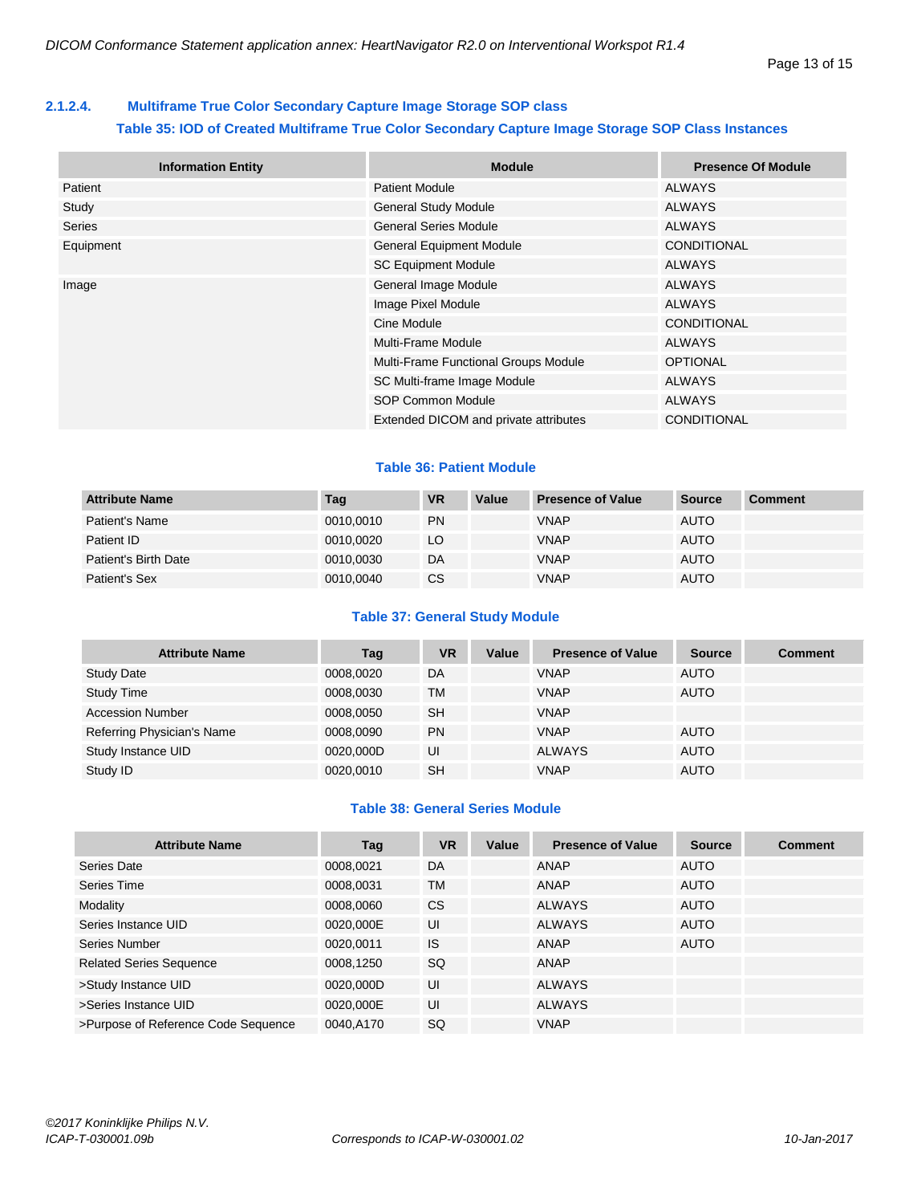### 2.1.2.4. Multiframe True Color Secondary Capture Image Storage SOP class

**Table 35: IOD of Created Multiframe True Color Secondary Capture Image Storage SOP Class Instances**

| Information Entity | Module | Presence Of Module |
|---|---|---|
| Patient | Patient Module | ALWAYS |
| Study | General Study Module | ALWAYS |
| Series | General Series Module | ALWAYS |
| Equipment | General Equipment Module | CONDITIONAL |
| | SC Equipment Module | ALWAYS |
| Image | General Image Module | ALWAYS |
| | Image Pixel Module | ALWAYS |
| | Cine Module | CONDITIONAL |
| | Multi-Frame Module | ALWAYS |
| | Multi-Frame Functional Groups Module | OPTIONAL |
| | SC Multi-frame Image Module | ALWAYS |
| | SOP Common Module | ALWAYS |
| | Extended DICOM and private attributes | CONDITIONAL |

**Table 36: Patient Module**

| Attribute Name | Tag | VR | Value | Presence of Value | Source | Comment |
|---|---|---|---|---|---|---|
| Patient's Name | 0010,0010 | PN | | VNAP | AUTO | |
| Patient ID | 0010,0020 | LO | | VNAP | AUTO | |
| Patient's Birth Date | 0010,0030 | DA | | VNAP | AUTO | |
| Patient's Sex | 0010,0040 | CS | | VNAP | AUTO | |

**Table 37: General Study Module**

| Attribute Name | Tag | VR | Value | Presence of Value | Source | Comment |
|---|---|---|---|---|---|---|
| Study Date | 0008,0020 | DA | | VNAP | AUTO | |
| Study Time | 0008,0030 | TM | | VNAP | AUTO | |
| Accession Number | 0008,0050 | SH | | VNAP | | |
| Referring Physician's Name | 0008,0090 | PN | | VNAP | AUTO | |
| Study Instance UID | 0020,000D | UI | | ALWAYS | AUTO | |
| Study ID | 0020,0010 | SH | | VNAP | AUTO | |

**Table 38: General Series Module**

| Attribute Name | Tag | VR | Value | Presence of Value | Source | Comment |
|---|---|---|---|---|---|---|
| Series Date | 0008,0021 | DA | | ANAP | AUTO | |
| Series Time | 0008,0031 | TM | | ANAP | AUTO | |
| Modality | 0008,0060 | CS | | ALWAYS | AUTO | |
| Series Instance UID | 0020,000E | UI | | ALWAYS | AUTO | |
| Series Number | 0020,0011 | IS | | ANAP | AUTO | |
| Related Series Sequence | 0008,1250 | SQ | | ANAP | | |
| >Study Instance UID | 0020,000D | UI | | ALWAYS | | |
| >Series Instance UID | 0020,000E | UI | | ALWAYS | | |
| >Purpose of Reference Code Sequence | 0040,A170 | SQ | | VNAP | | |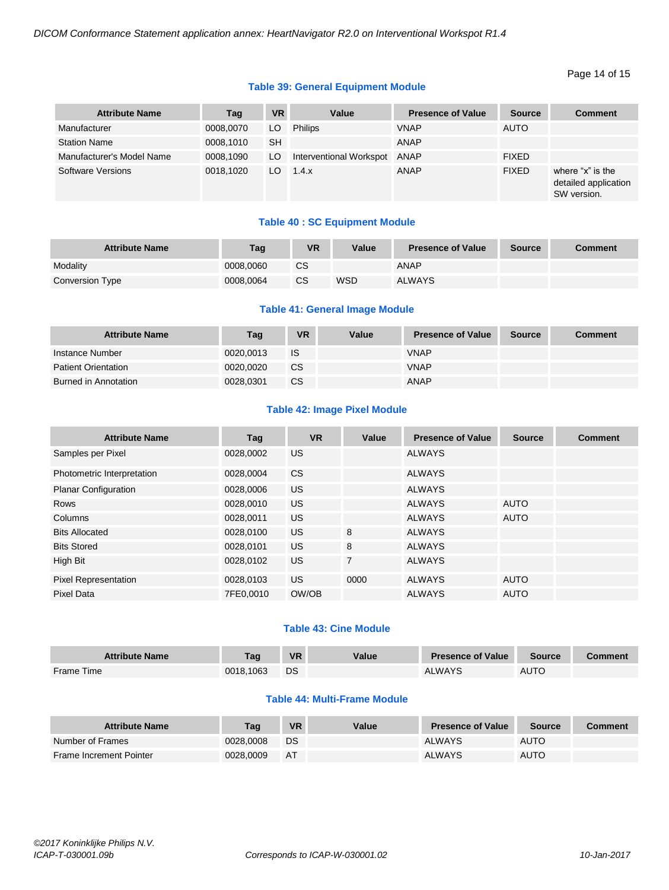**Table 39: General Equipment Module**

| Attribute Name | Tag | VR | Value | Presence of Value | Source | Comment |
|---|---|---|---|---|---|---|
| Manufacturer | 0008,0070 | LO | Philips | VNAP | AUTO | |
| Station Name | 0008,1010 | SH | | ANAP | | |
| Manufacturer's Model Name | 0008,1090 | LO | Interventional Workspot | ANAP | FIXED | |
| Software Versions | 0018,1020 | LO | 1.4.x | ANAP | FIXED | where “x” is the detailed application SW version. |

**Table 40 : SC Equipment Module**

| Attribute Name | Tag | VR | Value | Presence of Value | Source | Comment |
|---|---|---|---|---|---|---|
| Modality | 0008,0060 | CS | | ANAP | | |
| Conversion Type | 0008,0064 | CS | WSD | ALWAYS | | |

**Table 41: General Image Module**

| Attribute Name | Tag | VR | Value | Presence of Value | Source | Comment |
|---|---|---|---|---|---|---|
| Instance Number | 0020,0013 | IS | | VNAP | | |
| Patient Orientation | 0020,0020 | CS | | VNAP | | |
| Burned in Annotation | 0028,0301 | CS | | ANAP | | |

**Table 42: Image Pixel Module**

| Attribute Name | Tag | VR | Value | Presence of Value | Source | Comment |
|---|---|---|---|---|---|---|
| Samples per Pixel | 0028,0002 | US | | ALWAYS | | |
| Photometric Interpretation | 0028,0004 | CS | | ALWAYS | | |
| Planar Configuration | 0028,0006 | US | | ALWAYS | | |
| Rows | 0028,0010 | US | | ALWAYS | AUTO | |
| Columns | 0028,0011 | US | | ALWAYS | AUTO | |
| Bits Allocated | 0028,0100 | US | 8 | ALWAYS | | |
| Bits Stored | 0028,0101 | US | 8 | ALWAYS | | |
| High Bit | 0028,0102 | US | 7 | ALWAYS | | |
| Pixel Representation | 0028,0103 | US | 0000 | ALWAYS | AUTO | |
| Pixel Data | 7FE0,0010 | OW/OB | | ALWAYS | AUTO | |

**Table 43: Cine Module**

| Attribute Name | Tag | VR | Value | Presence of Value | Source | Comment |
|---|---|---|---|---|---|---|
| Frame Time | 0018,1063 | DS | | ALWAYS | AUTO | |

**Table 44: Multi-Frame Module**

| Attribute Name | Tag | VR | Value | Presence of Value | Source | Comment |
|---|---|---|---|---|---|---|
| Number of Frames | 0028,0008 | DS | | ALWAYS | AUTO | |
| Frame Increment Pointer | 0028,0009 | AT | | ALWAYS | AUTO | |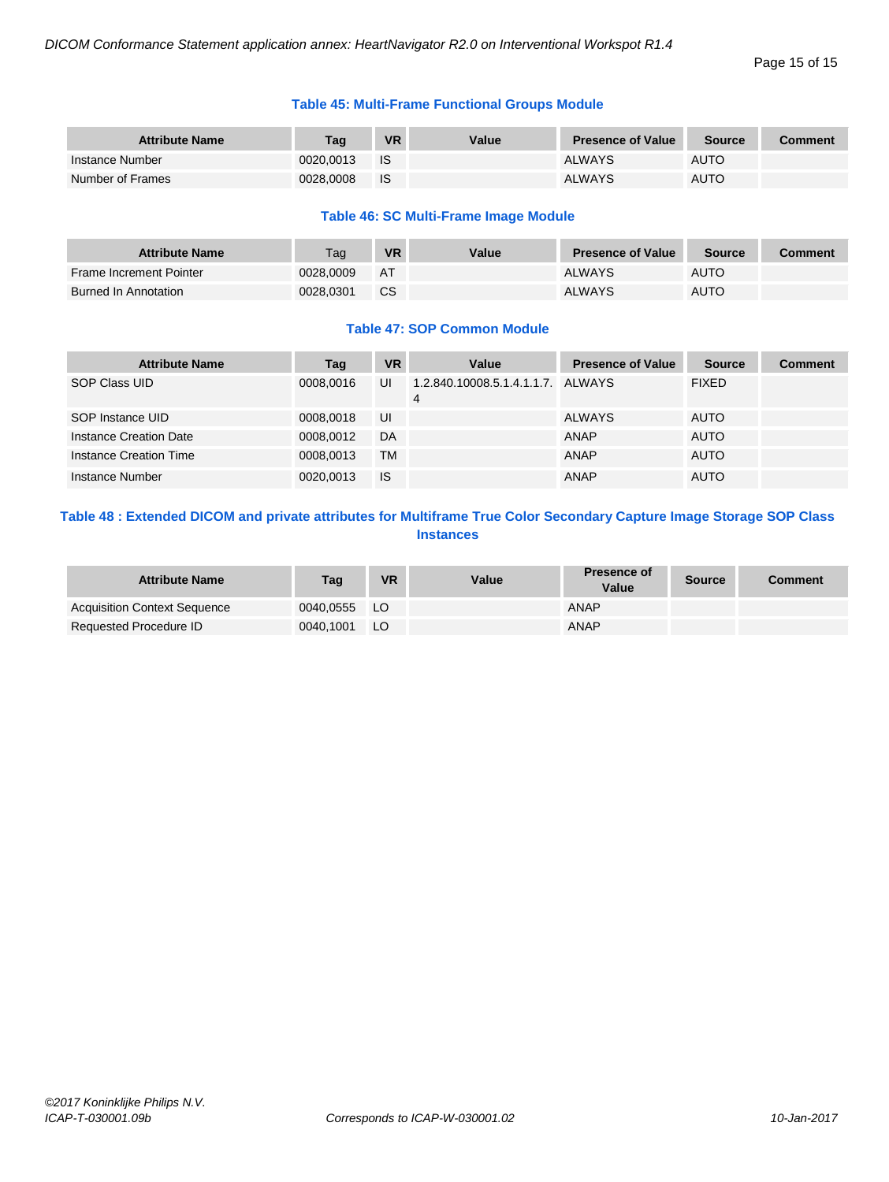### Table 45: Multi-Frame Functional Groups Module

| Attribute Name | Tag | VR | Value | Presence of Value | Source | Comment |
|---|---|---|---|---|---|---|
| Instance Number | 0020,0013 | IS | | ALWAYS | AUTO | |
| Number of Frames | 0028,0008 | IS | | ALWAYS | AUTO | |

### Table 46: SC Multi-Frame Image Module

| Attribute Name | Tag | VR | Value | Presence of Value | Source | Comment |
|---|---|---|---|---|---|---|
| Frame Increment Pointer | 0028,0009 | AT | | ALWAYS | AUTO | |
| Burned In Annotation | 0028,0301 | CS | | ALWAYS | AUTO | |

### Table 47: SOP Common Module

| Attribute Name | Tag | VR | Value | Presence of Value | Source | Comment |
|---|---|---|---|---|---|---|
| SOP Class UID | 0008,0016 | UI | 1.2.840.10008.5.1.4.1.1.7.4 | ALWAYS | FIXED | |
| SOP Instance UID | 0008,0018 | UI | | ALWAYS | AUTO | |
| Instance Creation Date | 0008,0012 | DA | | ANAP | AUTO | |
| Instance Creation Time | 0008,0013 | TM | | ANAP | AUTO | |
| Instance Number | 0020,0013 | IS | | ANAP | AUTO | |

### Table 48 : Extended DICOM and private attributes for Multiframe True Color Secondary Capture Image Storage SOP Class Instances

| Attribute Name | Tag | VR | Value | Presence of Value | Source | Comment |
|---|---|---|---|---|---|---|
| Acquisition Context Sequence | 0040,0555 | LO | | ANAP | | |
| Requested Procedure ID | 0040,1001 | LO | | ANAP | | |